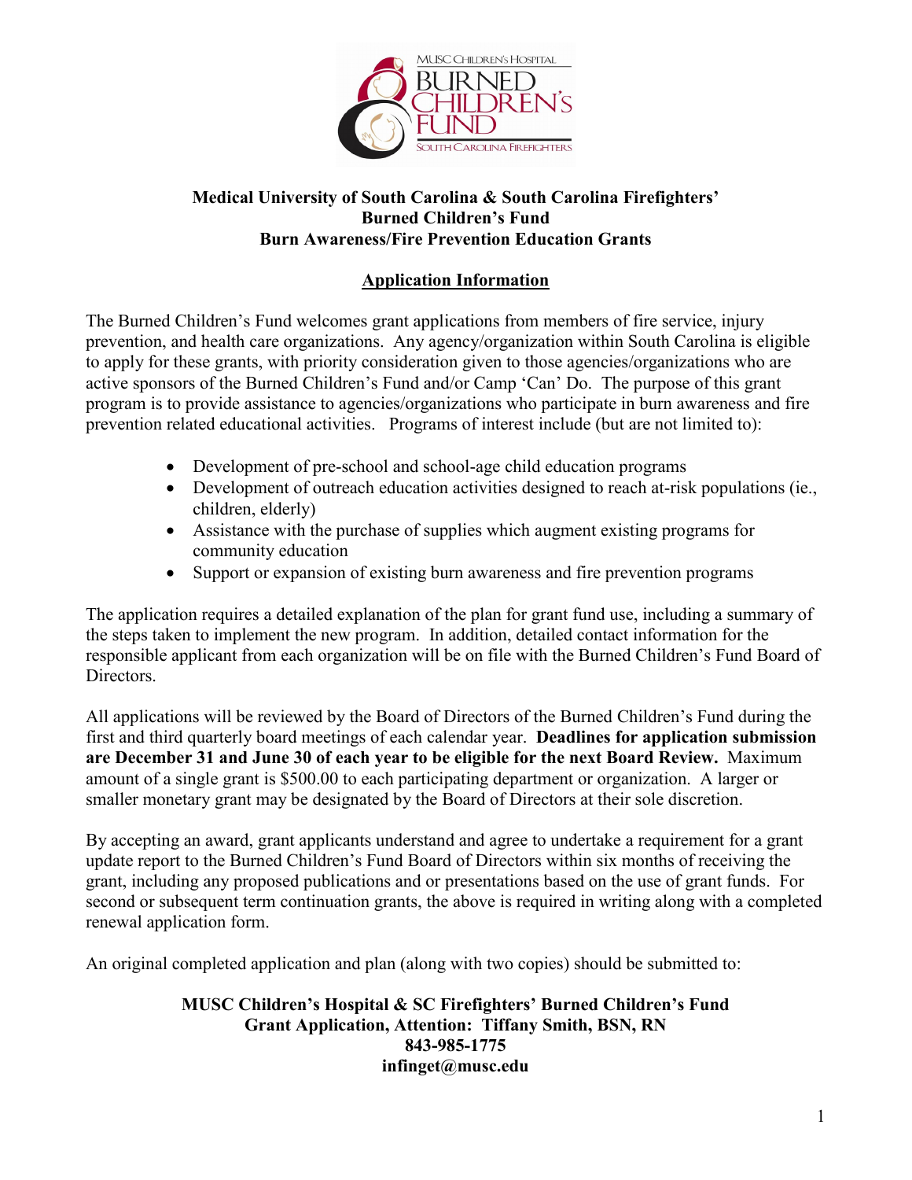MUSC Children's Hospital
BURNED CHILDREN'S FUND
South Carolina Firefighters

**Medical University of South Carolina & South Carolina Firefighters' Burned Children's Fund Burn Awareness/Fire Prevention Education Grants**

## Application Information

The Burned Children's Fund welcomes grant applications from members of fire service, injury prevention, and health care organizations. Any agency/organization within South Carolina is eligible to apply for these grants, with priority consideration given to those agencies/organizations who are active sponsors of the Burned Children's Fund and/or Camp 'Can' Do. The purpose of this grant program is to provide assistance to agencies/organizations who participate in burn awareness and fire prevention related educational activities. Programs of interest include (but are not limited to):

- Development of pre-school and school-age child education programs
- Development of outreach education activities designed to reach at-risk populations (ie., children, elderly)
- Assistance with the purchase of supplies which augment existing programs for community education
- Support or expansion of existing burn awareness and fire prevention programs

The application requires a detailed explanation of the plan for grant fund use, including a summary of the steps taken to implement the new program. In addition, detailed contact information for the responsible applicant from each organization will be on file with the Burned Children's Fund Board of Directors.

All applications will be reviewed by the Board of Directors of the Burned Children's Fund during the first and third quarterly board meetings of each calendar year. **Deadlines for application submission are December 31 and June 30 of each year to be eligible for the next Board Review.** Maximum amount of a single grant is $500.00 to each participating department or organization. A larger or smaller monetary grant may be designated by the Board of Directors at their sole discretion.

By accepting an award, grant applicants understand and agree to undertake a requirement for a grant update report to the Burned Children's Fund Board of Directors within six months of receiving the grant, including any proposed publications and or presentations based on the use of grant funds. For second or subsequent term continuation grants, the above is required in writing along with a completed renewal application form.

An original completed application and plan (along with two copies) should be submitted to:

**MUSC Children's Hospital & SC Firefighters' Burned Children's Fund**
**Grant Application, Attention: Tiffany Smith, BSN, RN**
**843-985-1775**
**infinget@musc.edu**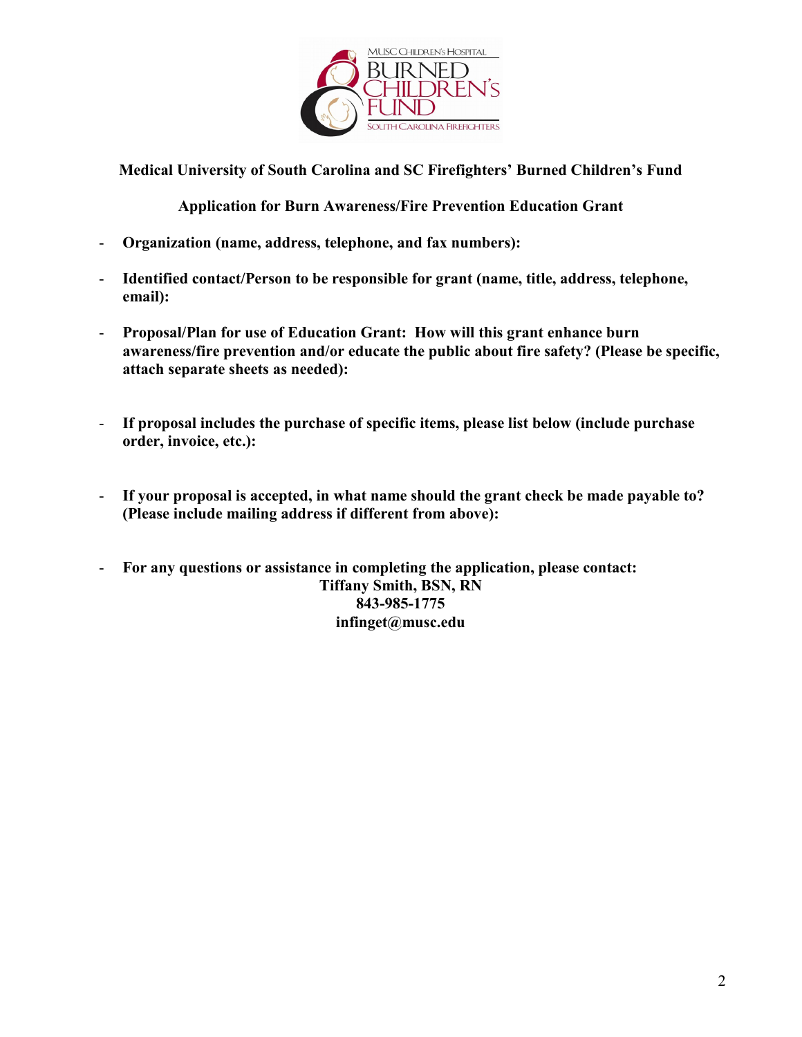**Medical University of South Carolina and SC Firefighters' Burned Children's Fund**

**Application for Burn Awareness/Fire Prevention Education Grant**

- **Organization (name, address, telephone, and fax numbers):**

- **Identified contact/Person to be responsible for grant (name, title, address, telephone, email):**

- **Proposal/Plan for use of Education Grant: How will this grant enhance burn awareness/fire prevention and/or educate the public about fire safety? (Please be specific, attach separate sheets as needed):**

- **If proposal includes the purchase of specific items, please list below (include purchase order, invoice, etc.):**

- **If your proposal is accepted, in what name should the grant check be made payable to? (Please include mailing address if different from above):**

- **For any questions or assistance in completing the application, please contact:**
  **Tiffany Smith, BSN, RN**
  **843-985-1775**
  **infinget@musc.edu**